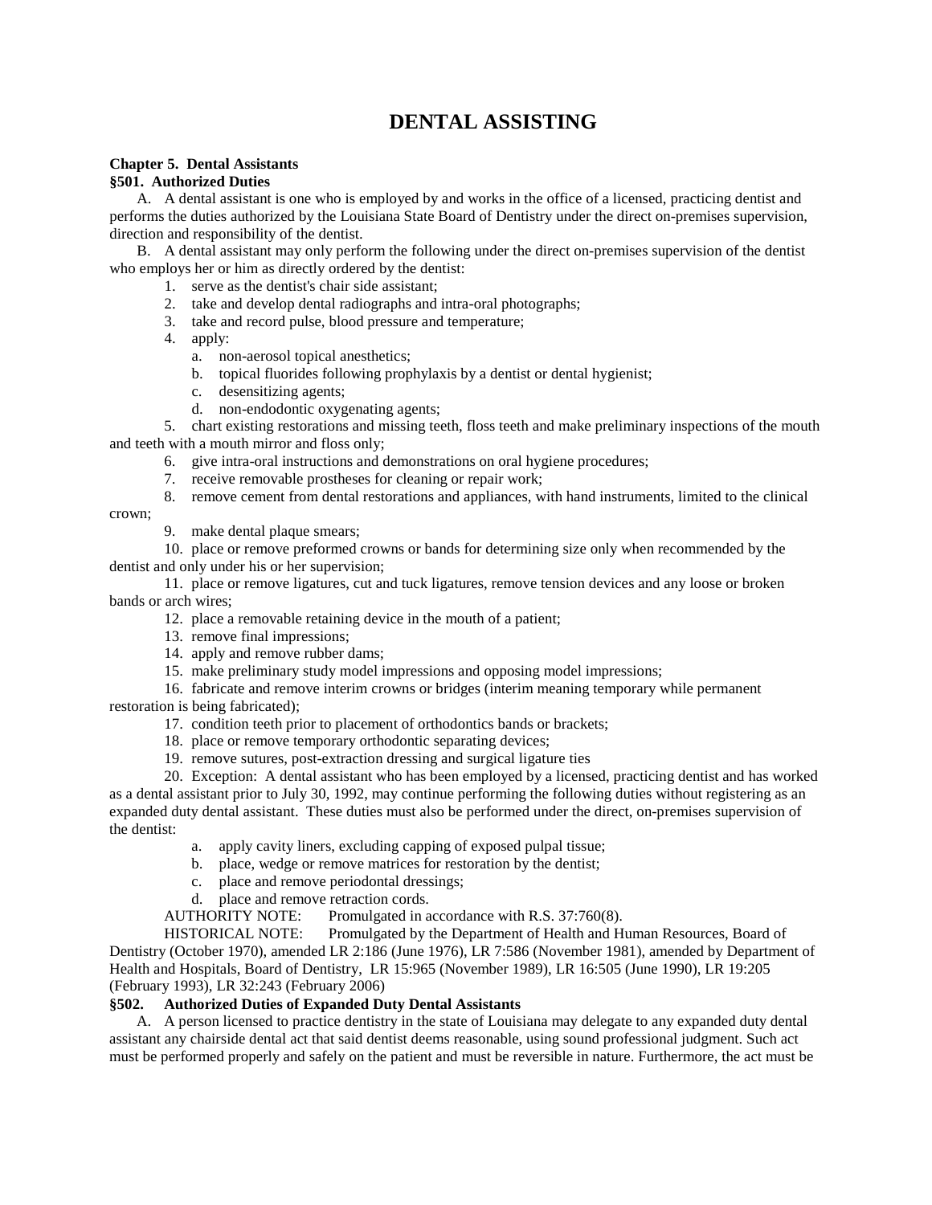# DENTAL ASSISTING

**Chapter 5. Dental Assistants**

**§501. Authorized Duties**

A. A dental assistant is one who is employed by and works in the office of a licensed, practicing dentist and performs the duties authorized by the Louisiana State Board of Dentistry under the direct on-premises supervision, direction and responsibility of the dentist.

B. A dental assistant may only perform the following under the direct on-premises supervision of the dentist who employs her or him as directly ordered by the dentist:

1. serve as the dentist's chair side assistant;
2. take and develop dental radiographs and intra-oral photographs;
3. take and record pulse, blood pressure and temperature;
4. apply:
   a. non-aerosol topical anesthetics;
   b. topical fluorides following prophylaxis by a dentist or dental hygienist;
   c. desensitizing agents;
   d. non-endodontic oxygenating agents;
5. chart existing restorations and missing teeth, floss teeth and make preliminary inspections of the mouth and teeth with a mouth mirror and floss only;
6. give intra-oral instructions and demonstrations on oral hygiene procedures;
7. receive removable prostheses for cleaning or repair work;
8. remove cement from dental restorations and appliances, with hand instruments, limited to the clinical crown;
9. make dental plaque smears;
10. place or remove preformed crowns or bands for determining size only when recommended by the dentist and only under his or her supervision;
11. place or remove ligatures, cut and tuck ligatures, remove tension devices and any loose or broken bands or arch wires;
12. place a removable retaining device in the mouth of a patient;
13. remove final impressions;
14. apply and remove rubber dams;
15. make preliminary study model impressions and opposing model impressions;
16. fabricate and remove interim crowns or bridges (interim meaning temporary while permanent restoration is being fabricated);
17. condition teeth prior to placement of orthodontics bands or brackets;
18. place or remove temporary orthodontic separating devices;
19. remove sutures, post-extraction dressing and surgical ligature ties
20. Exception: A dental assistant who has been employed by a licensed, practicing dentist and has worked as a dental assistant prior to July 30, 1992, may continue performing the following duties without registering as an expanded duty dental assistant. These duties must also be performed under the direct, on-premises supervision of the dentist:
    a. apply cavity liners, excluding capping of exposed pulpal tissue;
    b. place, wedge or remove matrices for restoration by the dentist;
    c. place and remove periodontal dressings;
    d. place and remove retraction cords.

AUTHORITY NOTE: Promulgated in accordance with R.S. 37:760(8).

HISTORICAL NOTE: Promulgated by the Department of Health and Human Resources, Board of Dentistry (October 1970), amended LR 2:186 (June 1976), LR 7:586 (November 1981), amended by Department of Health and Hospitals, Board of Dentistry, LR 15:965 (November 1989), LR 16:505 (June 1990), LR 19:205 (February 1993), LR 32:243 (February 2006)

**§502. Authorized Duties of Expanded Duty Dental Assistants**

A. A person licensed to practice dentistry in the state of Louisiana may delegate to any expanded duty dental assistant any chairside dental act that said dentist deems reasonable, using sound professional judgment. Such act must be performed properly and safely on the patient and must be reversible in nature. Furthermore, the act must be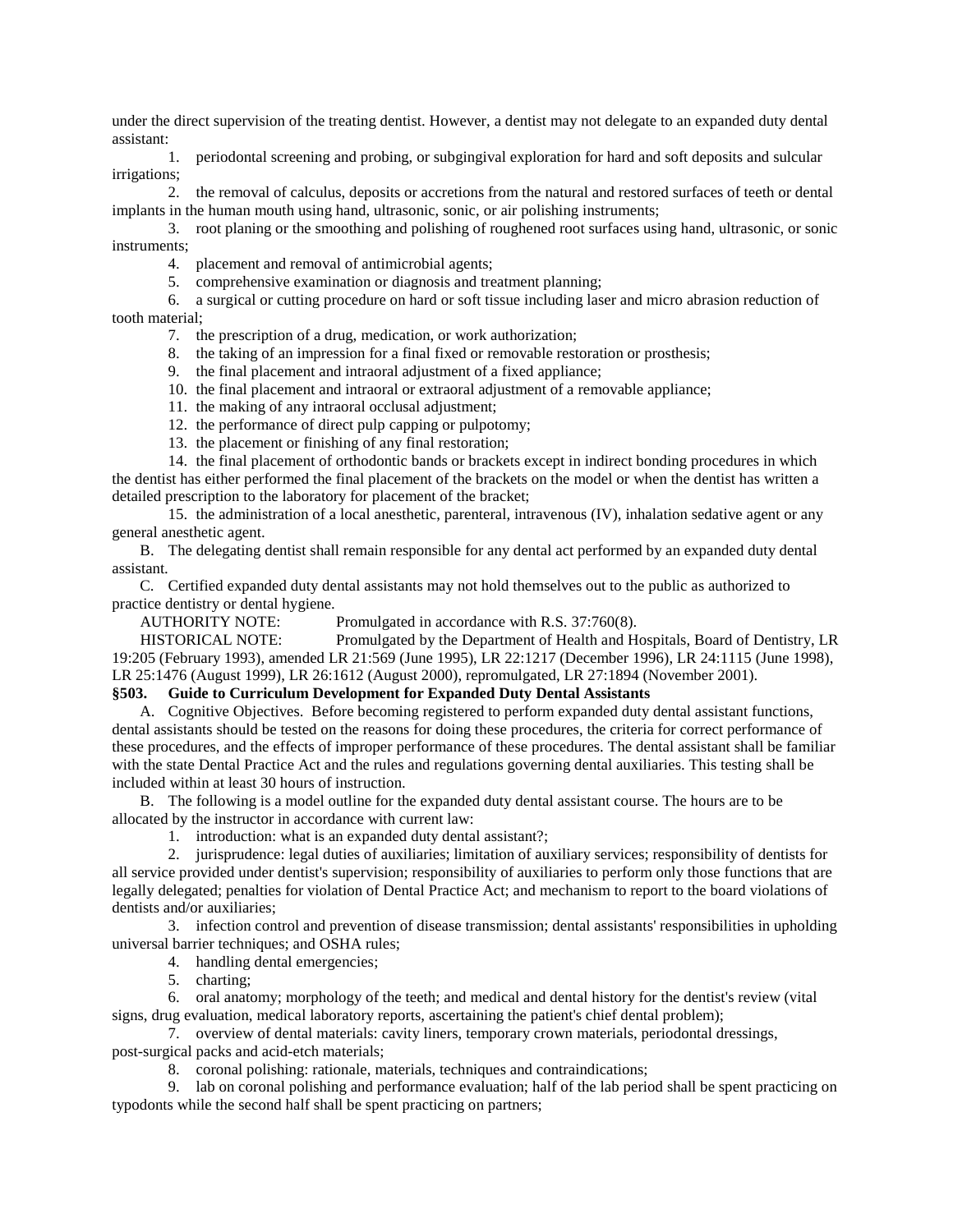under the direct supervision of the treating dentist. However, a dentist may not delegate to an expanded duty dental assistant:

1. periodontal screening and probing, or subgingival exploration for hard and soft deposits and sulcular irrigations;
2. the removal of calculus, deposits or accretions from the natural and restored surfaces of teeth or dental implants in the human mouth using hand, ultrasonic, sonic, or air polishing instruments;
3. root planing or the smoothing and polishing of roughened root surfaces using hand, ultrasonic, or sonic instruments;
4. placement and removal of antimicrobial agents;
5. comprehensive examination or diagnosis and treatment planning;
6. a surgical or cutting procedure on hard or soft tissue including laser and micro abrasion reduction of tooth material;
7. the prescription of a drug, medication, or work authorization;
8. the taking of an impression for a final fixed or removable restoration or prosthesis;
9. the final placement and intraoral adjustment of a fixed appliance;
10. the final placement and intraoral or extraoral adjustment of a removable appliance;
11. the making of any intraoral occlusal adjustment;
12. the performance of direct pulp capping or pulpotomy;
13. the placement or finishing of any final restoration;
14. the final placement of orthodontic bands or brackets except in indirect bonding procedures in which the dentist has either performed the final placement of the brackets on the model or when the dentist has written a detailed prescription to the laboratory for placement of the bracket;
15. the administration of a local anesthetic, parenteral, intravenous (IV), inhalation sedative agent or any general anesthetic agent.

B. The delegating dentist shall remain responsible for any dental act performed by an expanded duty dental assistant.

C. Certified expanded duty dental assistants may not hold themselves out to the public as authorized to practice dentistry or dental hygiene.

AUTHORITY NOTE: Promulgated in accordance with R.S. 37:760(8).

HISTORICAL NOTE: Promulgated by the Department of Health and Hospitals, Board of Dentistry, LR 19:205 (February 1993), amended LR 21:569 (June 1995), LR 22:1217 (December 1996), LR 24:1115 (June 1998), LR 25:1476 (August 1999), LR 26:1612 (August 2000), repromulgated, LR 27:1894 (November 2001).

**§503. Guide to Curriculum Development for Expanded Duty Dental Assistants**

A. Cognitive Objectives. Before becoming registered to perform expanded duty dental assistant functions, dental assistants should be tested on the reasons for doing these procedures, the criteria for correct performance of these procedures, and the effects of improper performance of these procedures. The dental assistant shall be familiar with the state Dental Practice Act and the rules and regulations governing dental auxiliaries. This testing shall be included within at least 30 hours of instruction.

B. The following is a model outline for the expanded duty dental assistant course. The hours are to be allocated by the instructor in accordance with current law:

1. introduction: what is an expanded duty dental assistant?;
2. jurisprudence: legal duties of auxiliaries; limitation of auxiliary services; responsibility of dentists for all service provided under dentist's supervision; responsibility of auxiliaries to perform only those functions that are legally delegated; penalties for violation of Dental Practice Act; and mechanism to report to the board violations of dentists and/or auxiliaries;
3. infection control and prevention of disease transmission; dental assistants' responsibilities in upholding universal barrier techniques; and OSHA rules;
4. handling dental emergencies;
5. charting;
6. oral anatomy; morphology of the teeth; and medical and dental history for the dentist's review (vital signs, drug evaluation, medical laboratory reports, ascertaining the patient's chief dental problem);
7. overview of dental materials: cavity liners, temporary crown materials, periodontal dressings, post-surgical packs and acid-etch materials;
8. coronal polishing: rationale, materials, techniques and contraindications;
9. lab on coronal polishing and performance evaluation; half of the lab period shall be spent practicing on typodonts while the second half shall be spent practicing on partners;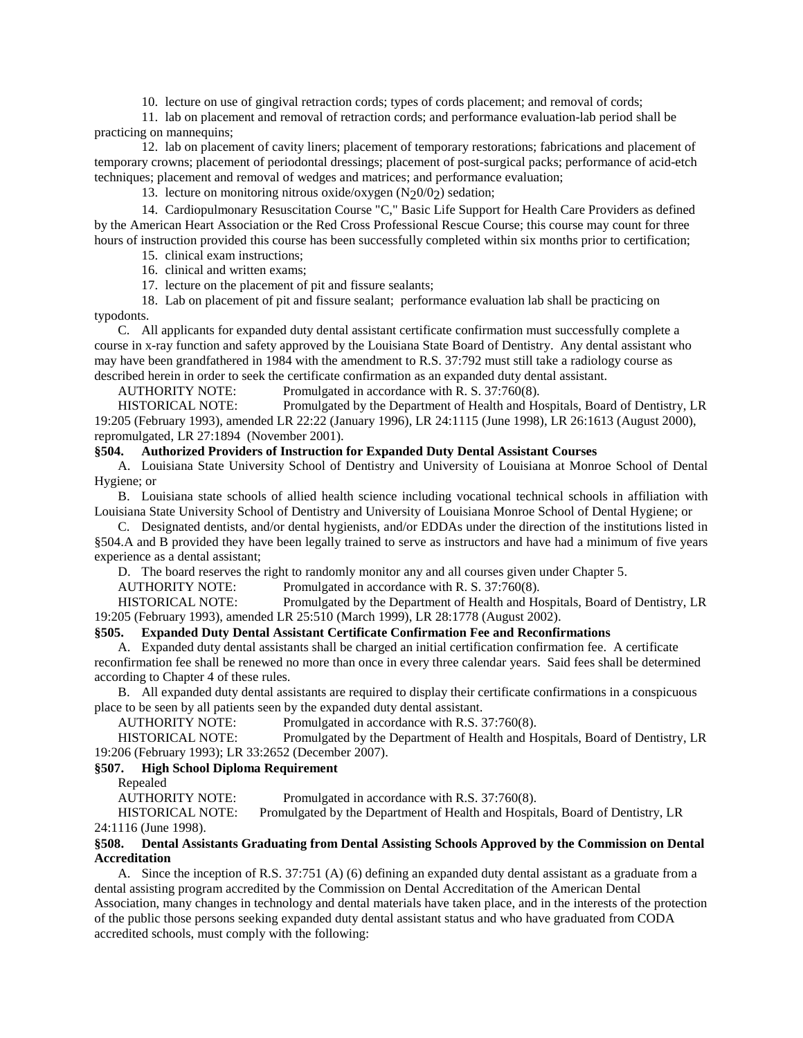10. lecture on use of gingival retraction cords; types of cords placement; and removal of cords;

11. lab on placement and removal of retraction cords; and performance evaluation-lab period shall be practicing on mannequins;

12. lab on placement of cavity liners; placement of temporary restorations; fabrications and placement of temporary crowns; placement of periodontal dressings; placement of post-surgical packs; performance of acid-etch techniques; placement and removal of wedges and matrices; and performance evaluation;

13. lecture on monitoring nitrous oxide/oxygen ($N_20/0_2$) sedation;

14. Cardiopulmonary Resuscitation Course "C," Basic Life Support for Health Care Providers as defined by the American Heart Association or the Red Cross Professional Rescue Course; this course may count for three hours of instruction provided this course has been successfully completed within six months prior to certification;

15. clinical exam instructions;

16. clinical and written exams;

17. lecture on the placement of pit and fissure sealants;

18. Lab on placement of pit and fissure sealant; performance evaluation lab shall be practicing on typodonts.

C. All applicants for expanded duty dental assistant certificate confirmation must successfully complete a course in x-ray function and safety approved by the Louisiana State Board of Dentistry. Any dental assistant who may have been grandfathered in 1984 with the amendment to R.S. 37:792 must still take a radiology course as described herein in order to seek the certificate confirmation as an expanded duty dental assistant.

AUTHORITY NOTE: Promulgated in accordance with R. S. 37:760(8).

HISTORICAL NOTE: Promulgated by the Department of Health and Hospitals, Board of Dentistry, LR 19:205 (February 1993), amended LR 22:22 (January 1996), LR 24:1115 (June 1998), LR 26:1613 (August 2000), repromulgated, LR 27:1894 (November 2001).

### §504. Authorized Providers of Instruction for Expanded Duty Dental Assistant Courses

A. Louisiana State University School of Dentistry and University of Louisiana at Monroe School of Dental Hygiene; or

B. Louisiana state schools of allied health science including vocational technical schools in affiliation with Louisiana State University School of Dentistry and University of Louisiana Monroe School of Dental Hygiene; or

C. Designated dentists, and/or dental hygienists, and/or EDDAs under the direction of the institutions listed in §504.A and B provided they have been legally trained to serve as instructors and have had a minimum of five years experience as a dental assistant;

D. The board reserves the right to randomly monitor any and all courses given under Chapter 5.

AUTHORITY NOTE: Promulgated in accordance with R. S. 37:760(8).

HISTORICAL NOTE: Promulgated by the Department of Health and Hospitals, Board of Dentistry, LR 19:205 (February 1993), amended LR 25:510 (March 1999), LR 28:1778 (August 2002).

### §505. Expanded Duty Dental Assistant Certificate Confirmation Fee and Reconfirmations

A. Expanded duty dental assistants shall be charged an initial certification confirmation fee. A certificate reconfirmation fee shall be renewed no more than once in every three calendar years. Said fees shall be determined according to Chapter 4 of these rules.

B. All expanded duty dental assistants are required to display their certificate confirmations in a conspicuous place to be seen by all patients seen by the expanded duty dental assistant.

AUTHORITY NOTE: Promulgated in accordance with R.S. 37:760(8).

HISTORICAL NOTE: Promulgated by the Department of Health and Hospitals, Board of Dentistry, LR 19:206 (February 1993); LR 33:2652 (December 2007).

### §507. High School Diploma Requirement

Repealed

AUTHORITY NOTE: Promulgated in accordance with R.S. 37:760(8).

HISTORICAL NOTE: Promulgated by the Department of Health and Hospitals, Board of Dentistry, LR 24:1116 (June 1998).

### §508. Dental Assistants Graduating from Dental Assisting Schools Approved by the Commission on Dental Accreditation

A. Since the inception of R.S. 37:751 (A) (6) defining an expanded duty dental assistant as a graduate from a dental assisting program accredited by the Commission on Dental Accreditation of the American Dental Association, many changes in technology and dental materials have taken place, and in the interests of the protection of the public those persons seeking expanded duty dental assistant status and who have graduated from CODA accredited schools, must comply with the following: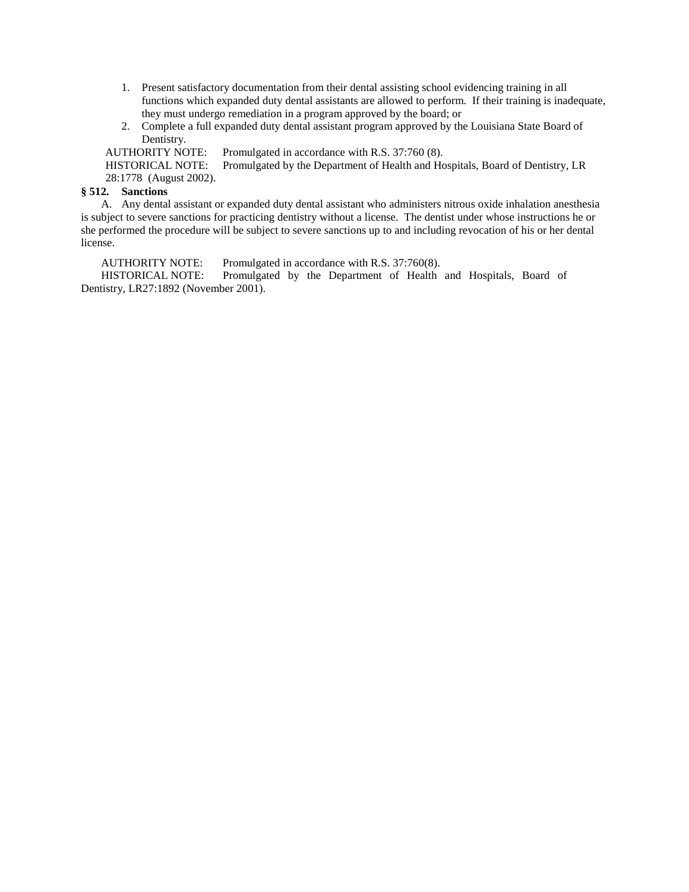1. Present satisfactory documentation from their dental assisting school evidencing training in all functions which expanded duty dental assistants are allowed to perform. If their training is inadequate, they must undergo remediation in a program approved by the board; or
2. Complete a full expanded duty dental assistant program approved by the Louisiana State Board of Dentistry.

AUTHORITY NOTE: Promulgated in accordance with R.S. 37:760 (8).

HISTORICAL NOTE: Promulgated by the Department of Health and Hospitals, Board of Dentistry, LR 28:1778 (August 2002).

**§ 512. Sanctions**

A. Any dental assistant or expanded duty dental assistant who administers nitrous oxide inhalation anesthesia is subject to severe sanctions for practicing dentistry without a license. The dentist under whose instructions he or she performed the procedure will be subject to severe sanctions up to and including revocation of his or her dental license.

AUTHORITY NOTE: Promulgated in accordance with R.S. 37:760(8).

HISTORICAL NOTE: Promulgated by the Department of Health and Hospitals, Board of Dentistry, LR27:1892 (November 2001).